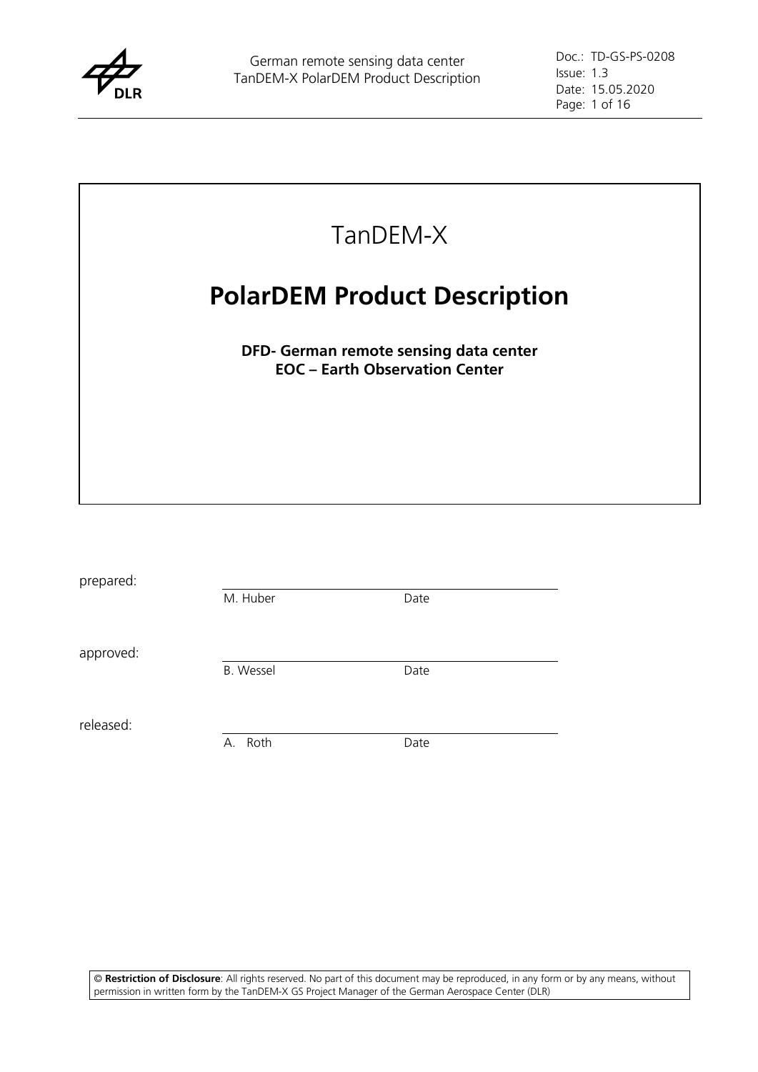# TanDEM-X

# PolarDEM Product Description

**DFD- German remote sensing data center**
**EOC – Earth Observation Center**

| | | |
|---|---|---|
| prepared: | M. Huber | Date |
| approved: | B. Wessel | Date |
| released: | A. Roth | Date |

© **Restriction of Disclosure**: All rights reserved. No part of this document may be reproduced, in any form or by any means, without permission in written form by the TanDEM-X GS Project Manager of the German Aerospace Center (DLR)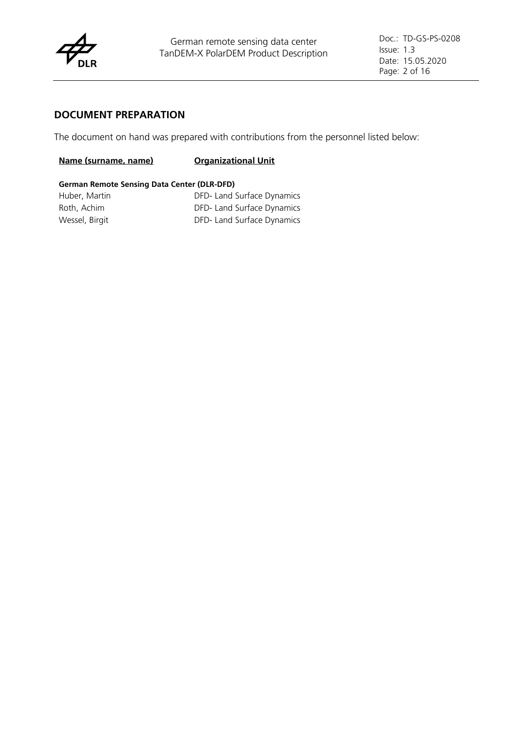## DOCUMENT PREPARATION

The document on hand was prepared with contributions from the personnel listed below:

| Name (surname, name) | Organizational Unit |
| --- | --- |
| **German Remote Sensing Data Center (DLR-DFD)** | |
| Huber, Martin | DFD- Land Surface Dynamics |
| Roth, Achim | DFD- Land Surface Dynamics |
| Wessel, Birgit | DFD- Land Surface Dynamics |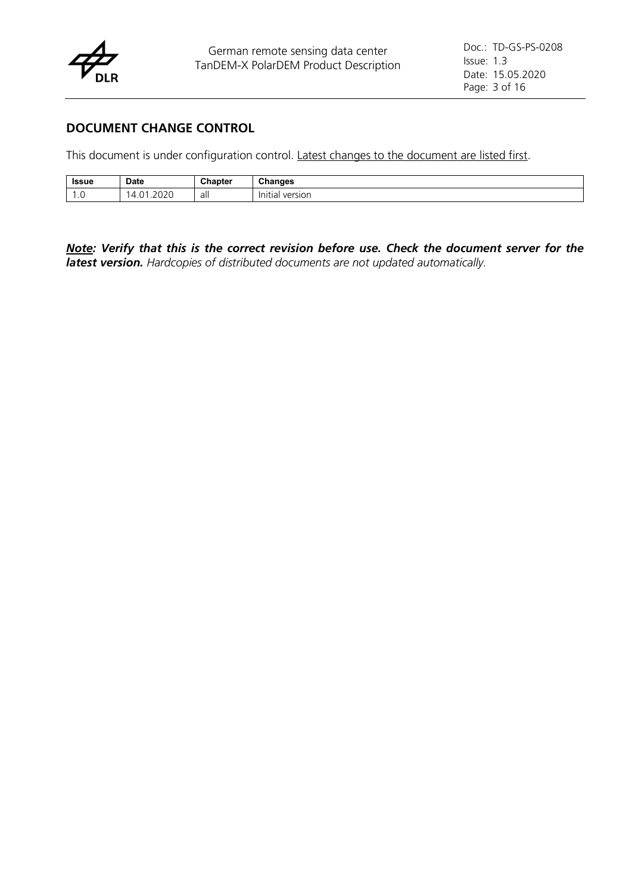## DOCUMENT CHANGE CONTROL

This document is under configuration control. Latest changes to the document are listed first.

| Issue | Date | Chapter | Changes |
|---|---|---|---|
| 1.0 | 14.01.2020 | all | Initial version |

***Note: Verify that this is the correct revision before use. Check the document server for the latest version.*** *Hardcopies of distributed documents are not updated automatically.*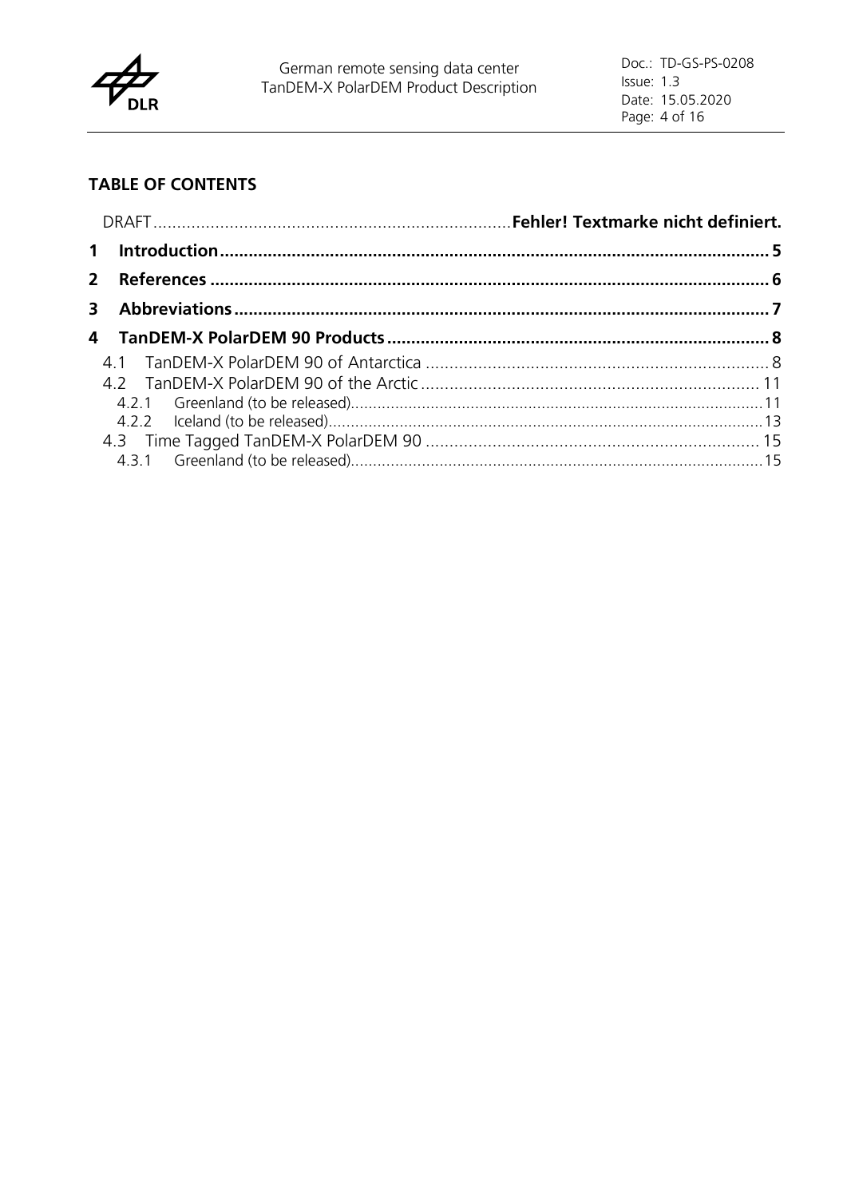## TABLE OF CONTENTS

DRAFT ........................................................................ Fehler! Textmarke nicht definiert.

**1 Introduction** ........................................................................ **5**

**2 References** ........................................................................ **6**

**3 Abbreviations** ........................................................................ **7**

**4 TanDEM-X PolarDEM 90 Products** ........................................................................ **8**

- 4.1 TanDEM-X PolarDEM 90 of Antarctica ........................................................................ 8
- 4.2 TanDEM-X PolarDEM 90 of the Arctic ........................................................................ 11
  - 4.2.1 Greenland (to be released) ........................................................................ 11
  - 4.2.2 Iceland (to be released) ........................................................................ 13
- 4.3 Time Tagged TanDEM-X PolarDEM 90 ........................................................................ 15
  - 4.3.1 Greenland (to be released) ........................................................................ 15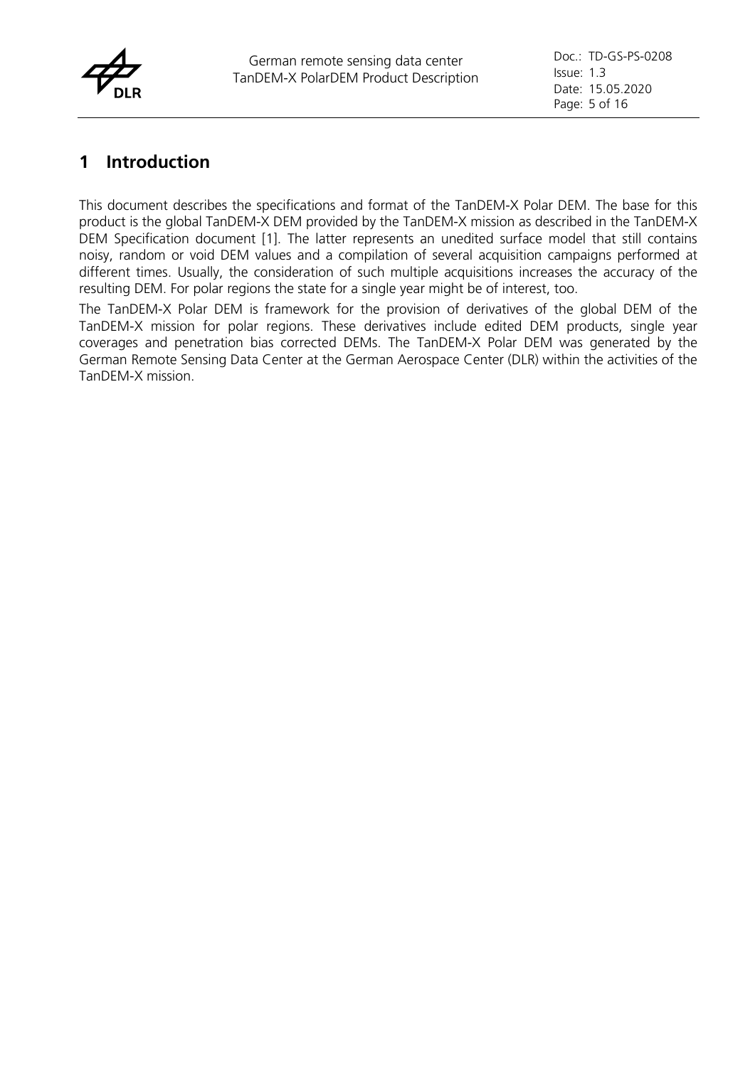# 1 Introduction

This document describes the specifications and format of the TanDEM-X Polar DEM. The base for this product is the global TanDEM-X DEM provided by the TanDEM-X mission as described in the TanDEM-X DEM Specification document [1]. The latter represents an unedited surface model that still contains noisy, random or void DEM values and a compilation of several acquisition campaigns performed at different times. Usually, the consideration of such multiple acquisitions increases the accuracy of the resulting DEM. For polar regions the state for a single year might be of interest, too.

The TanDEM-X Polar DEM is framework for the provision of derivatives of the global DEM of the TanDEM-X mission for polar regions. These derivatives include edited DEM products, single year coverages and penetration bias corrected DEMs. The TanDEM-X Polar DEM was generated by the German Remote Sensing Data Center at the German Aerospace Center (DLR) within the activities of the TanDEM-X mission.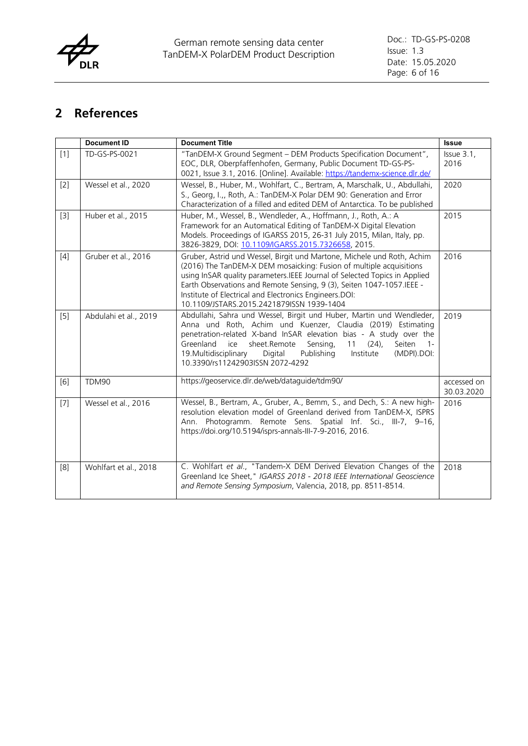## 2 References

| | Document ID | Document Title | Issue |
|---|---|---|---|
| [1] | TD-GS-PS-0021 | "TanDEM-X Ground Segment – DEM Products Specification Document", EOC, DLR, Oberpfaffenhofen, Germany, Public Document TD-GS-PS-0021, Issue 3.1, 2016. [Online]. Available: https://tandemx-science.dlr.de/ | Issue 3.1, 2016 |
| [2] | Wessel et al., 2020 | Wessel, B., Huber, M., Wohlfart, C., Bertram, A, Marschalk, U., Abdullahi, S., Georg, I.,, Roth, A.: TanDEM-X Polar DEM 90: Generation and Error Characterization of a filled and edited DEM of Antarctica. To be published | 2020 |
| [3] | Huber et al., 2015 | Huber, M., Wessel, B., Wendleder, A., Hoffmann, J., Roth, A.: A Framework for an Automatical Editing of TanDEM-X Digital Elevation Models. Proceedings of IGARSS 2015, 26-31 July 2015, Milan, Italy, pp. 3826-3829, DOI: 10.1109/IGARSS.2015.7326658, 2015. | 2015 |
| [4] | Gruber et al., 2016 | Gruber, Astrid und Wessel, Birgit und Martone, Michele und Roth, Achim (2016) The TanDEM-X DEM mosaicking: Fusion of multiple acquisitions using InSAR quality parameters.IEEE Journal of Selected Topics in Applied Earth Observations and Remote Sensing, 9 (3), Seiten 1047-1057.IEEE - Institute of Electrical and Electronics Engineers.DOI: 10.1109/JSTARS.2015.2421879ISSN 1939-1404 | 2016 |
| [5] | Abdulahi et al., 2019 | Abdullahi, Sahra und Wessel, Birgit und Huber, Martin und Wendleder, Anna und Roth, Achim und Kuenzer, Claudia (2019) Estimating penetration-related X-band InSAR elevation bias - A study over the Greenland ice sheet.Remote Sensing, 11 (24), Seiten 1-19.Multidisciplinary Digital Publishing Institute (MDPI).DOI: 10.3390/rs11242903ISSN 2072-4292 | 2019 |
| [6] | TDM90 | https://geoservice.dlr.de/web/dataguide/tdm90/ | accessed on 30.03.2020 |
| [7] | Wessel et al., 2016 | Wessel, B., Bertram, A., Gruber, A., Bemm, S., and Dech, S.: A new high-resolution elevation model of Greenland derived from TanDEM-X, ISPRS Ann. Photogramm. Remote Sens. Spatial Inf. Sci., III-7, 9–16, https://doi.org/10.5194/isprs-annals-III-7-9-2016, 2016. | 2016 |
| [8] | Wohlfart et al., 2018 | C. Wohlfart *et al.*, "Tandem-X DEM Derived Elevation Changes of the Greenland Ice Sheet," *IGARSS 2018 - 2018 IEEE International Geoscience and Remote Sensing Symposium*, Valencia, 2018, pp. 8511-8514. | 2018 |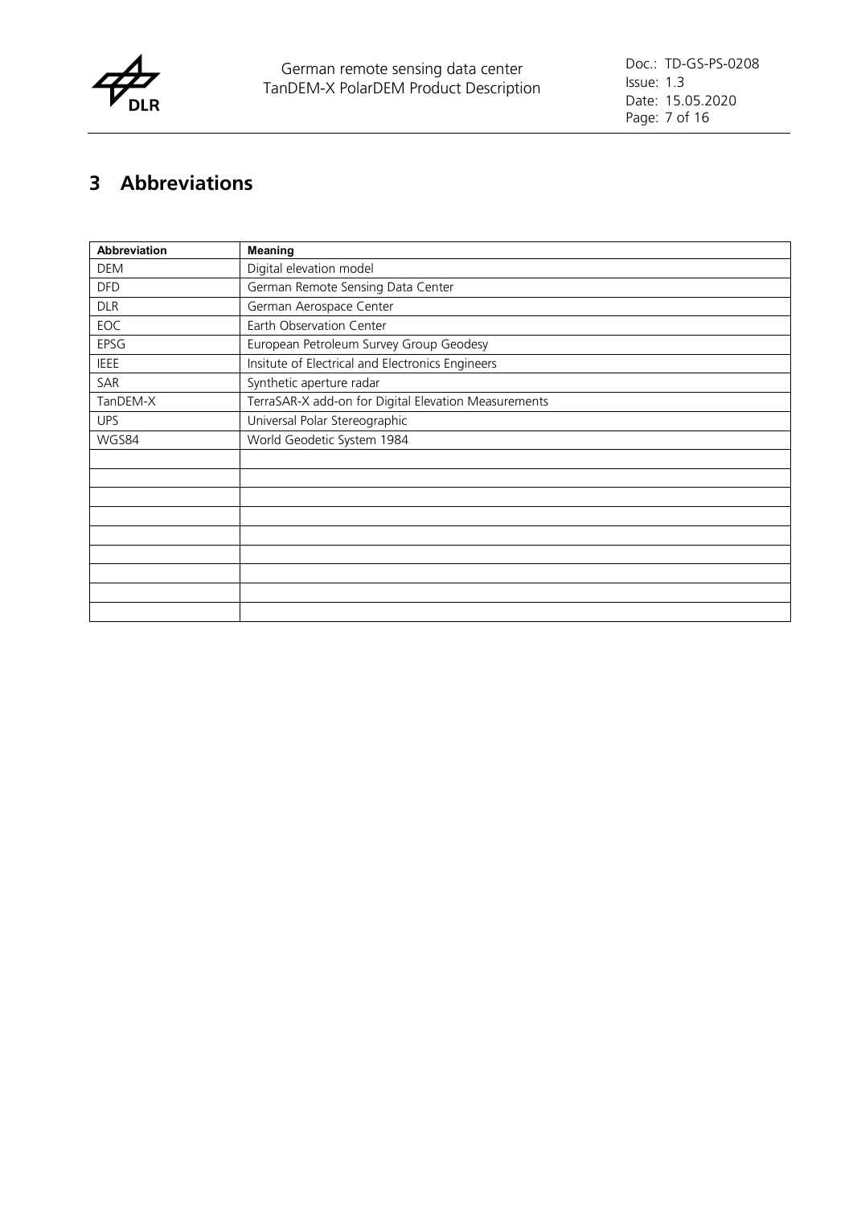# 3 Abbreviations

| Abbreviation | Meaning |
|---|---|
| DEM | Digital elevation model |
| DFD | German Remote Sensing Data Center |
| DLR | German Aerospace Center |
| EOC | Earth Observation Center |
| EPSG | European Petroleum Survey Group Geodesy |
| IEEE | Insitute of Electrical and Electronics Engineers |
| SAR | Synthetic aperture radar |
| TanDEM-X | TerraSAR-X add-on for Digital Elevation Measurements |
| UPS | Universal Polar Stereographic |
| WGS84 | World Geodetic System 1984 |
| | |
| | |
| | |
| | |
| | |
| | |
| | |
| | |
| | |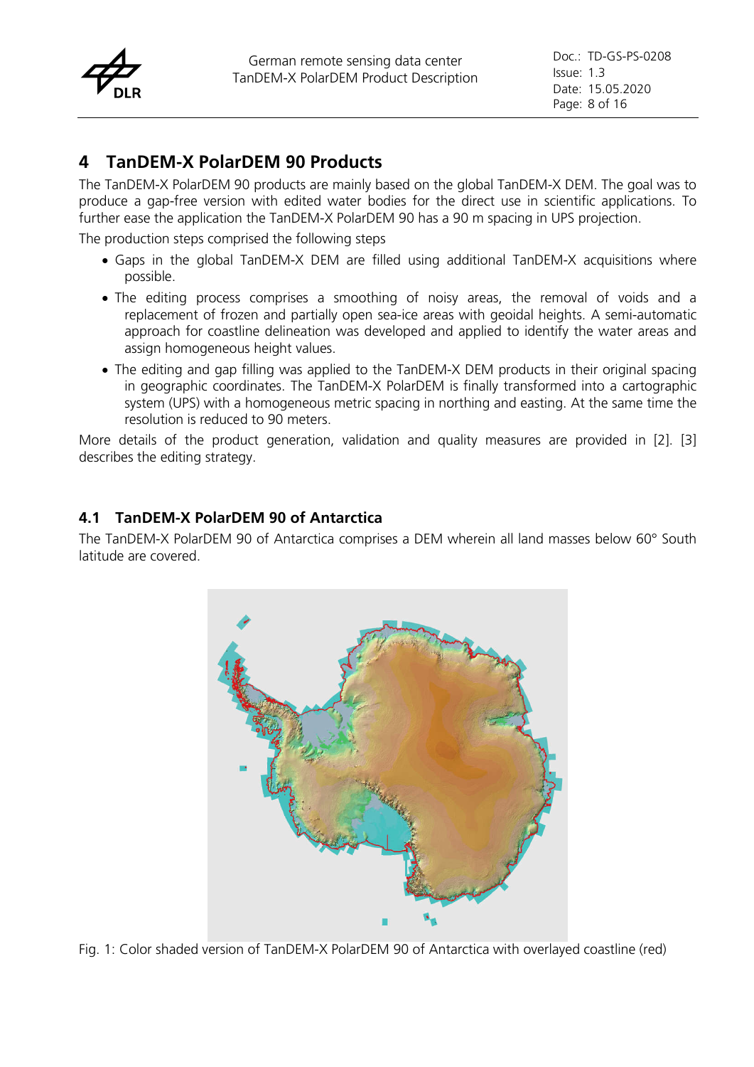# 4 TanDEM-X PolarDEM 90 Products

The TanDEM-X PolarDEM 90 products are mainly based on the global TanDEM-X DEM. The goal was to produce a gap-free version with edited water bodies for the direct use in scientific applications. To further ease the application the TanDEM-X PolarDEM 90 has a 90 m spacing in UPS projection.

The production steps comprised the following steps

- Gaps in the global TanDEM-X DEM are filled using additional TanDEM-X acquisitions where possible.
- The editing process comprises a smoothing of noisy areas, the removal of voids and a replacement of frozen and partially open sea-ice areas with geoidal heights. A semi-automatic approach for coastline delineation was developed and applied to identify the water areas and assign homogeneous height values.
- The editing and gap filling was applied to the TanDEM-X DEM products in their original spacing in geographic coordinates. The TanDEM-X PolarDEM is finally transformed into a cartographic system (UPS) with a homogeneous metric spacing in northing and easting. At the same time the resolution is reduced to 90 meters.

More details of the product generation, validation and quality measures are provided in [2]. [3] describes the editing strategy.

## 4.1 TanDEM-X PolarDEM 90 of Antarctica

The TanDEM-X PolarDEM 90 of Antarctica comprises a DEM wherein all land masses below 60° South latitude are covered.

Fig. 1: Color shaded version of TanDEM-X PolarDEM 90 of Antarctica with overlayed coastline (red)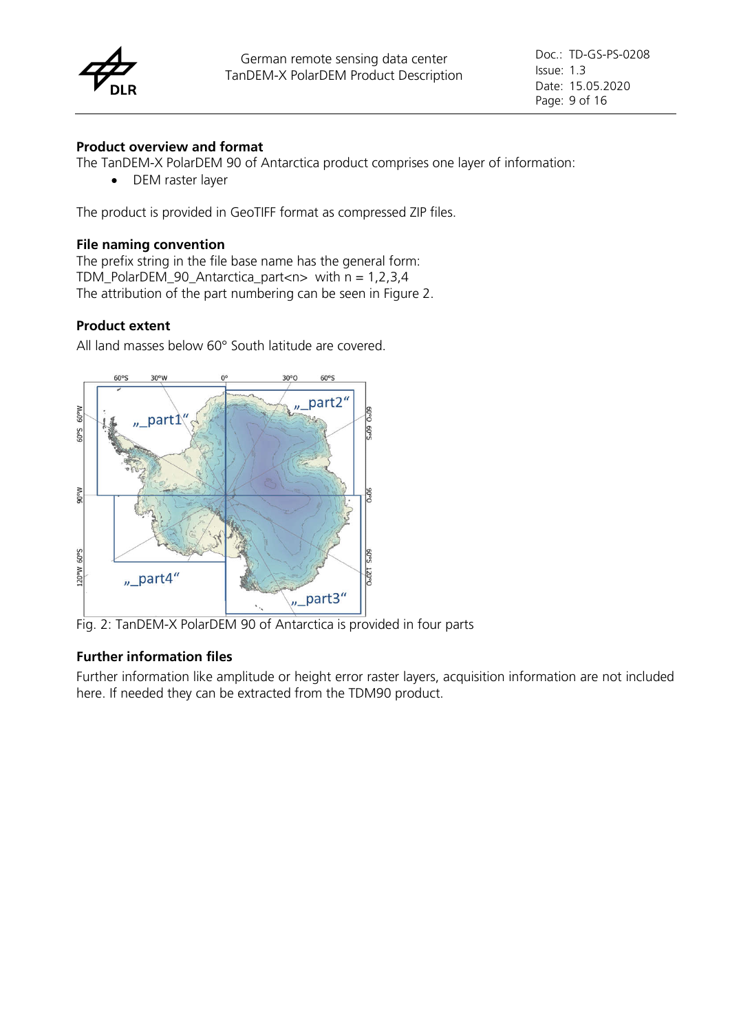**Product overview and format**

The TanDEM-X PolarDEM 90 of Antarctica product comprises one layer of information:

- DEM raster layer

The product is provided in GeoTIFF format as compressed ZIP files.

**File naming convention**

The prefix string in the file base name has the general form:
TDM_PolarDEM_90_Antarctica_part<n>  with n = 1,2,3,4
The attribution of the part numbering can be seen in Figure 2.

**Product extent**

All land masses below 60° South latitude are covered.

Fig. 2: TanDEM-X PolarDEM 90 of Antarctica is provided in four parts

**Further information files**

Further information like amplitude or height error raster layers, acquisition information are not included here. If needed they can be extracted from the TDM90 product.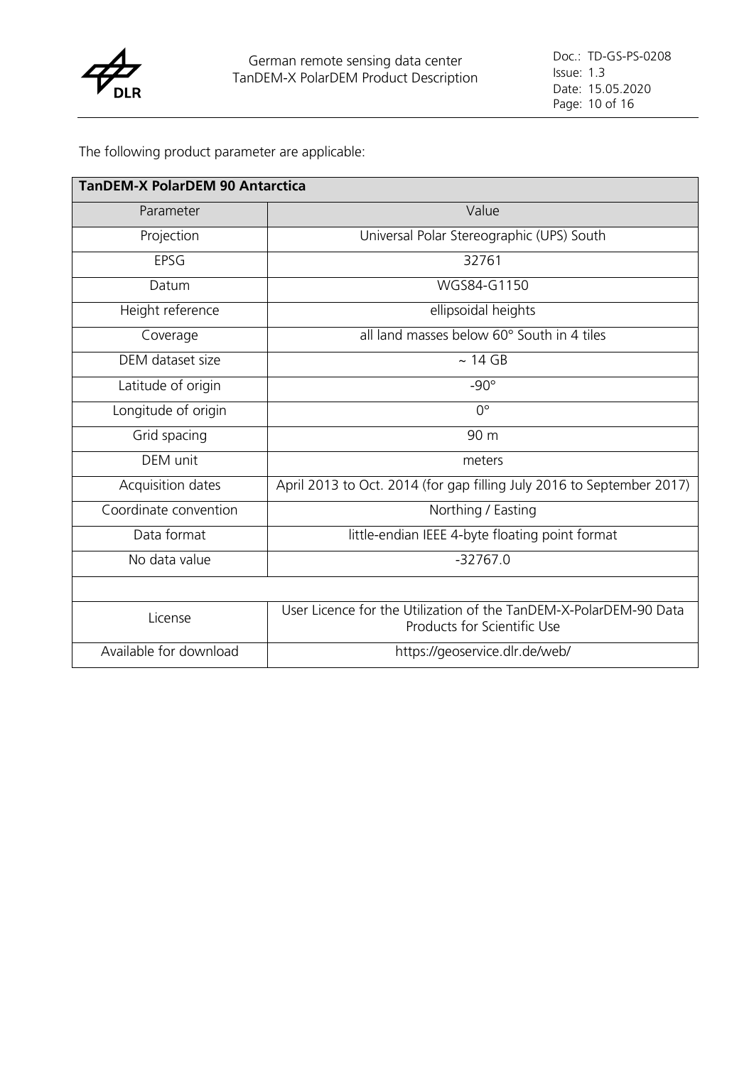The following product parameter are applicable:

| **TanDEM-X PolarDEM 90 Antarctica** | |
|---|---|
| Parameter | Value |
| Projection | Universal Polar Stereographic (UPS) South |
| EPSG | 32761 |
| Datum | WGS84-G1150 |
| Height reference | ellipsoidal heights |
| Coverage | all land masses below 60° South in 4 tiles |
| DEM dataset size | ~ 14 GB |
| Latitude of origin | -90° |
| Longitude of origin | 0° |
| Grid spacing | 90 m |
| DEM unit | meters |
| Acquisition dates | April 2013 to Oct. 2014 (for gap filling July 2016 to September 2017) |
| Coordinate convention | Northing / Easting |
| Data format | little-endian IEEE 4-byte floating point format |
| No data value | -32767.0 |
| | |
| License | User Licence for the Utilization of the TanDEM-X-PolarDEM-90 Data Products for Scientific Use |
| Available for download | https://geoservice.dlr.de/web/ |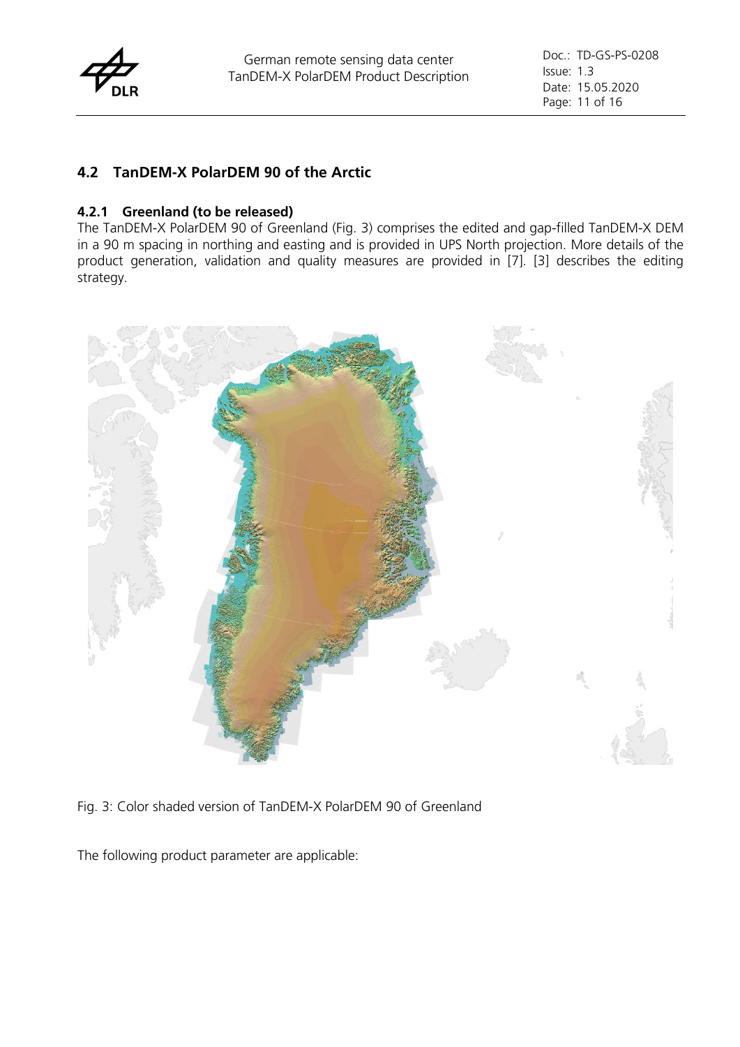## 4.2 TanDEM-X PolarDEM 90 of the Arctic

### 4.2.1 Greenland (to be released)

The TanDEM-X PolarDEM 90 of Greenland (Fig. 3) comprises the edited and gap-filled TanDEM-X DEM in a 90 m spacing in northing and easting and is provided in UPS North projection. More details of the product generation, validation and quality measures are provided in [7]. [3] describes the editing strategy.

Fig. 3: Color shaded version of TanDEM-X PolarDEM 90 of Greenland

The following product parameter are applicable: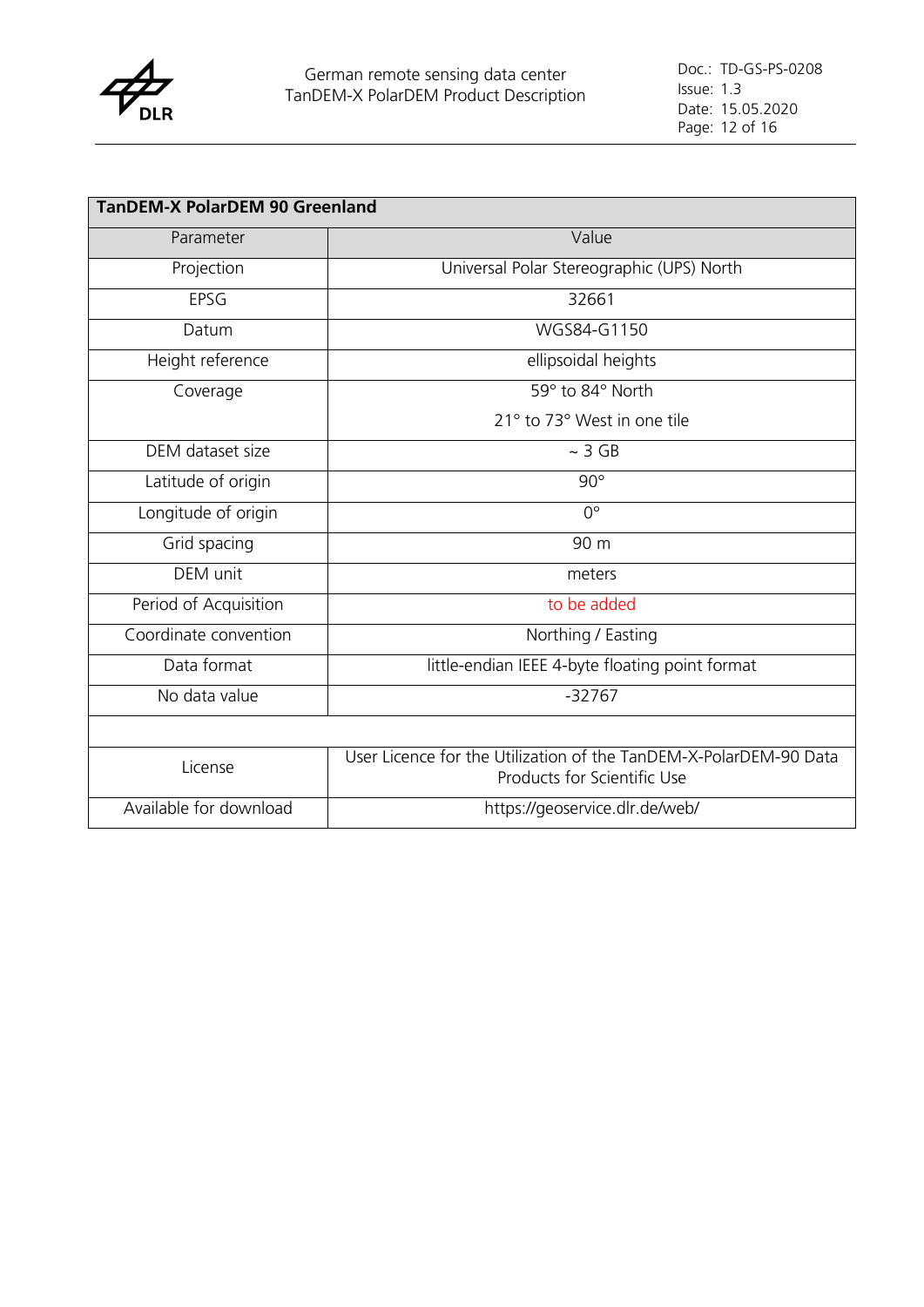| TanDEM-X PolarDEM 90 Greenland | |
|---|---|
| Parameter | Value |
| Projection | Universal Polar Stereographic (UPS) North |
| EPSG | 32661 |
| Datum | WGS84-G1150 |
| Height reference | ellipsoidal heights |
| Coverage | 59° to 84° North<br>21° to 73° West in one tile |
| DEM dataset size | ~ 3 GB |
| Latitude of origin | 90° |
| Longitude of origin | 0° |
| Grid spacing | 90 m |
| DEM unit | meters |
| Period of Acquisition | to be added |
| Coordinate convention | Northing / Easting |
| Data format | little-endian IEEE 4-byte floating point format |
| No data value | -32767 |
| | |
| License | User Licence for the Utilization of the TanDEM-X-PolarDEM-90 Data Products for Scientific Use |
| Available for download | https://geoservice.dlr.de/web/ |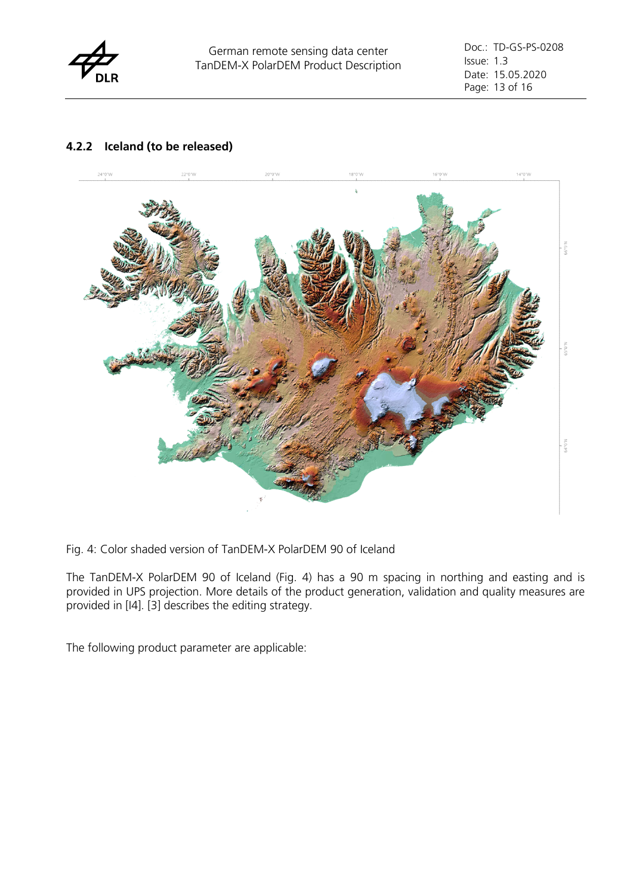### 4.2.2 Iceland (to be released)

Fig. 4: Color shaded version of TanDEM-X PolarDEM 90 of Iceland

The TanDEM-X PolarDEM 90 of Iceland (Fig. 4) has a 90 m spacing in northing and easting and is provided in UPS projection. More details of the product generation, validation and quality measures are provided in [I4]. [3] describes the editing strategy.

The following product parameter are applicable: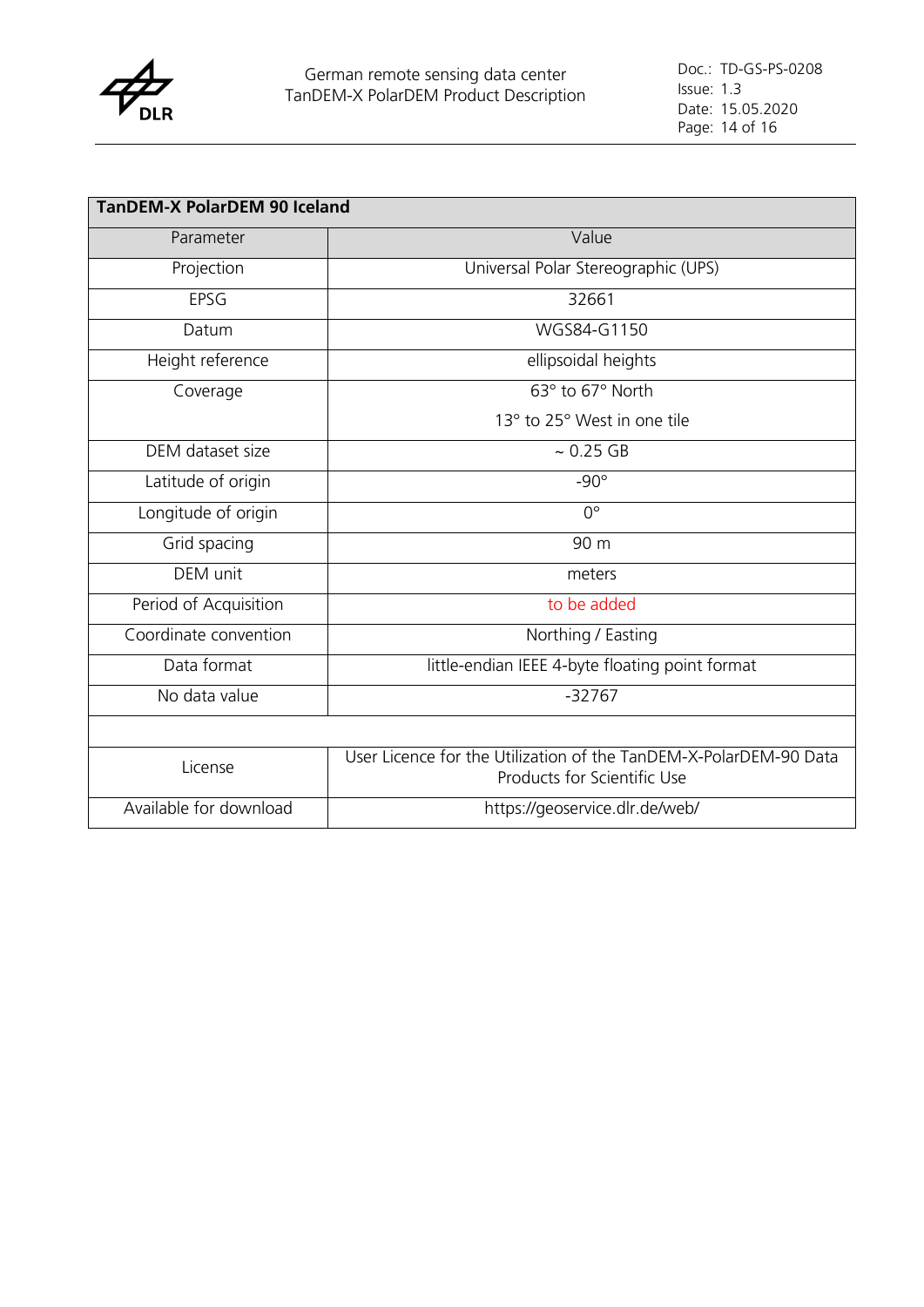| TanDEM-X PolarDEM 90 Iceland | |
|---|---|
| Parameter | Value |
| Projection | Universal Polar Stereographic (UPS) |
| EPSG | 32661 |
| Datum | WGS84-G1150 |
| Height reference | ellipsoidal heights |
| Coverage | 63° to 67° North<br>13° to 25° West in one tile |
| DEM dataset size | ~ 0.25 GB |
| Latitude of origin | -90° |
| Longitude of origin | 0° |
| Grid spacing | 90 m |
| DEM unit | meters |
| Period of Acquisition | to be added |
| Coordinate convention | Northing / Easting |
| Data format | little-endian IEEE 4-byte floating point format |
| No data value | -32767 |
| | |
| License | User Licence for the Utilization of the TanDEM-X-PolarDEM-90 Data Products for Scientific Use |
| Available for download | https://geoservice.dlr.de/web/ |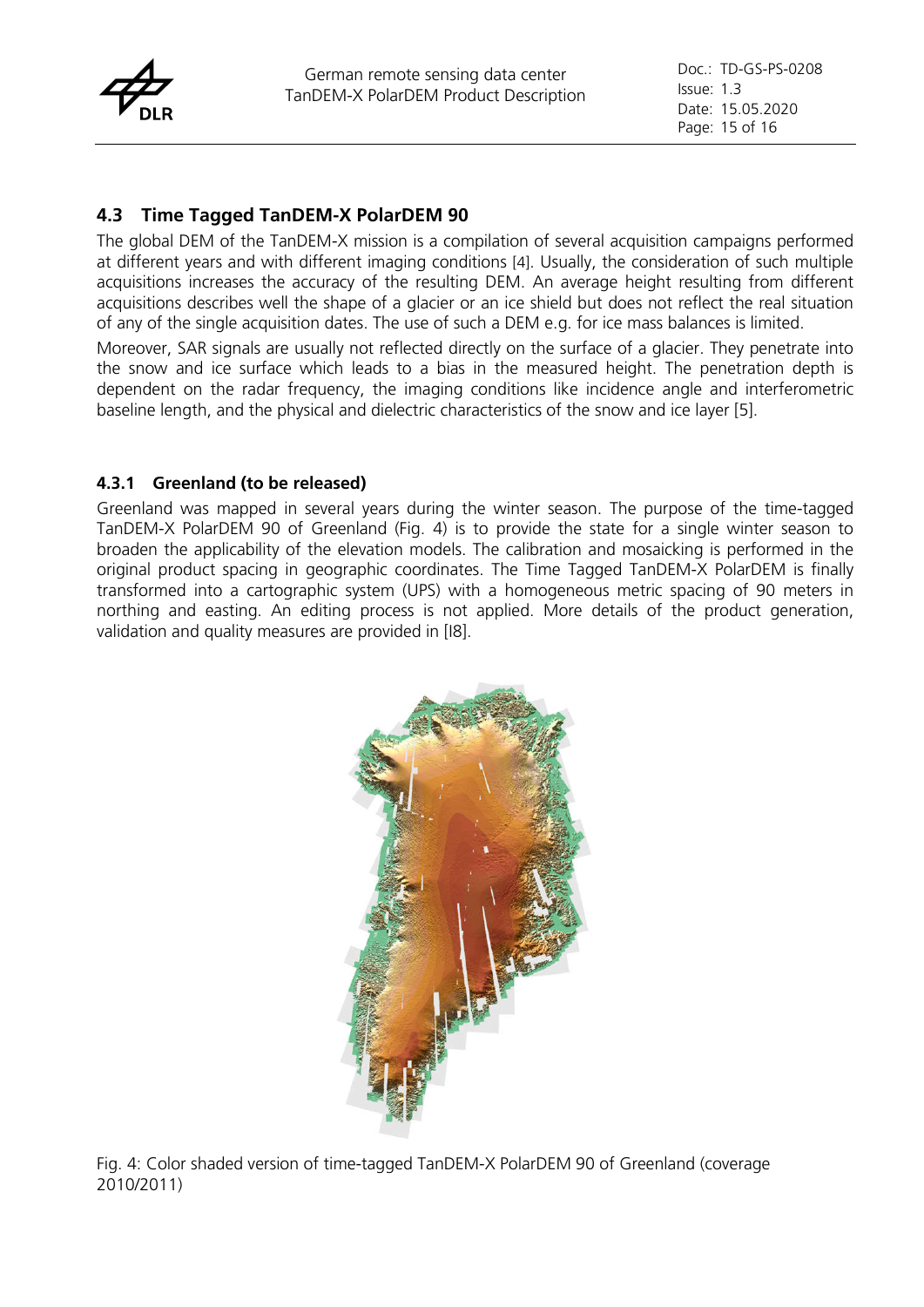### 4.3 Time Tagged TanDEM-X PolarDEM 90

The global DEM of the TanDEM-X mission is a compilation of several acquisition campaigns performed at different years and with different imaging conditions [4]. Usually, the consideration of such multiple acquisitions increases the accuracy of the resulting DEM. An average height resulting from different acquisitions describes well the shape of a glacier or an ice shield but does not reflect the real situation of any of the single acquisition dates. The use of such a DEM e.g. for ice mass balances is limited.

Moreover, SAR signals are usually not reflected directly on the surface of a glacier. They penetrate into the snow and ice surface which leads to a bias in the measured height. The penetration depth is dependent on the radar frequency, the imaging conditions like incidence angle and interferometric baseline length, and the physical and dielectric characteristics of the snow and ice layer [5].

#### 4.3.1 Greenland (to be released)

Greenland was mapped in several years during the winter season. The purpose of the time-tagged TanDEM-X PolarDEM 90 of Greenland (Fig. 4) is to provide the state for a single winter season to broaden the applicability of the elevation models. The calibration and mosaicking is performed in the original product spacing in geographic coordinates. The Time Tagged TanDEM-X PolarDEM is finally transformed into a cartographic system (UPS) with a homogeneous metric spacing of 90 meters in northing and easting. An editing process is not applied. More details of the product generation, validation and quality measures are provided in [I8].

Fig. 4: Color shaded version of time-tagged TanDEM-X PolarDEM 90 of Greenland (coverage 2010/2011)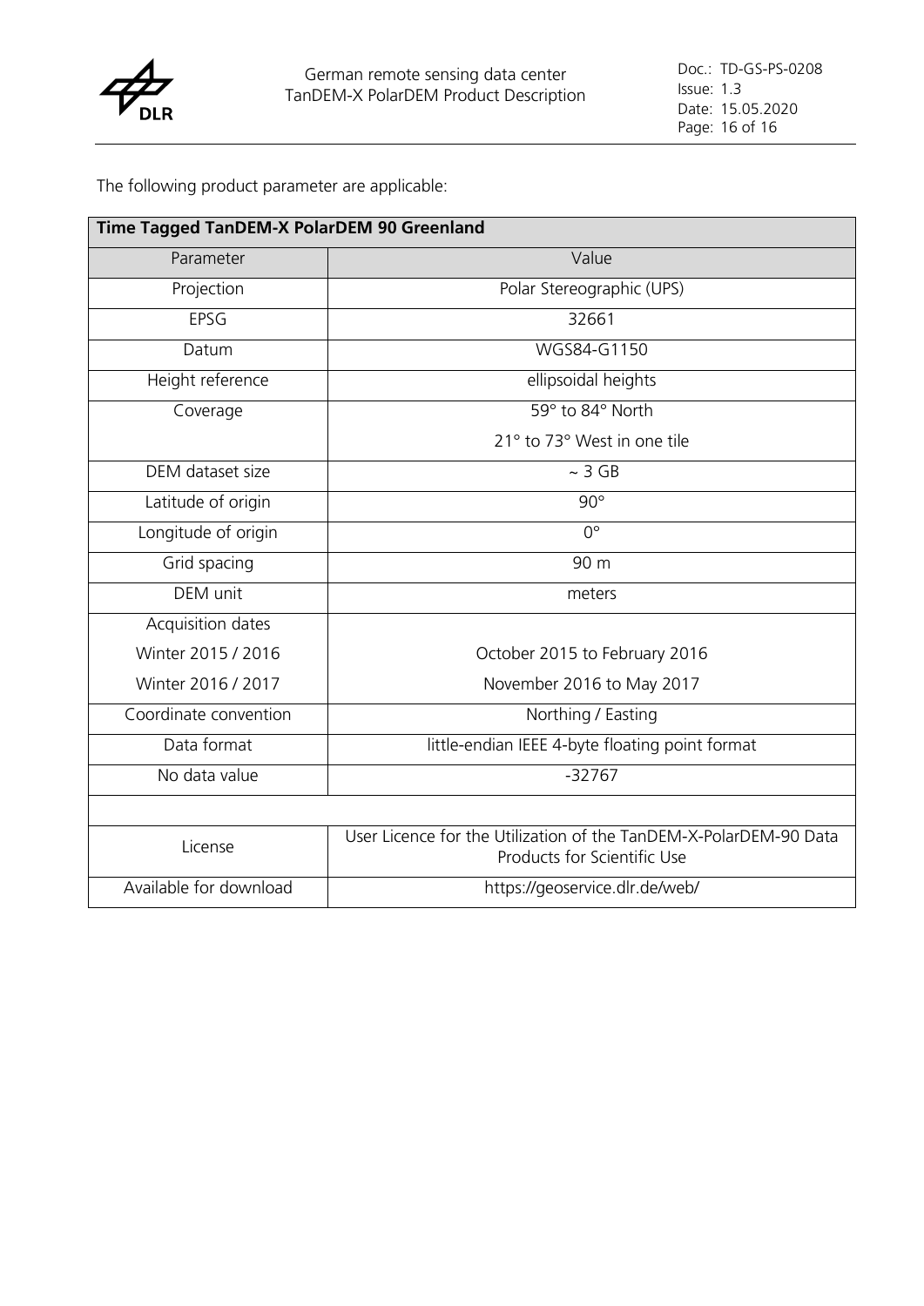The following product parameter are applicable:

| Time Tagged TanDEM-X PolarDEM 90 Greenland | |
|---|---|
| Parameter | Value |
| Projection | Polar Stereographic (UPS) |
| EPSG | 32661 |
| Datum | WGS84-G1150 |
| Height reference | ellipsoidal heights |
| Coverage | 59° to 84° North<br>21° to 73° West in one tile |
| DEM dataset size | ~ 3 GB |
| Latitude of origin | 90° |
| Longitude of origin | 0° |
| Grid spacing | 90 m |
| DEM unit | meters |
| Acquisition dates<br>Winter 2015 / 2016<br>Winter 2016 / 2017 | <br>October 2015 to February 2016<br>November 2016 to May 2017 |
| Coordinate convention | Northing / Easting |
| Data format | little-endian IEEE 4-byte floating point format |
| No data value | -32767 |
| | |
| License | User Licence for the Utilization of the TanDEM-X-PolarDEM-90 Data Products for Scientific Use |
| Available for download | https://geoservice.dlr.de/web/ |